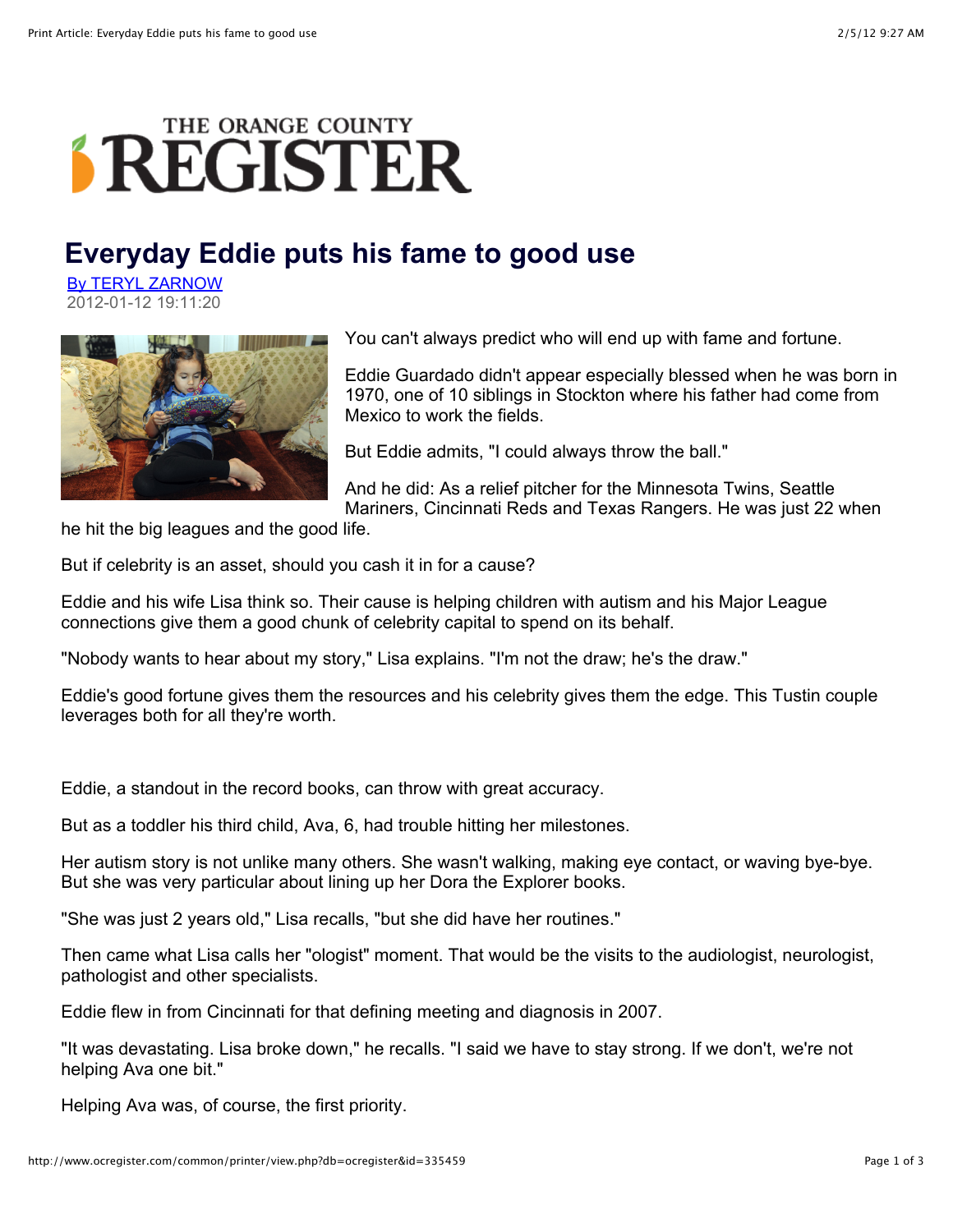# Everyday Eddie puts his fame to good use

By TERYL ZARNOW
2012-01-12 19:11:20

You can't always predict who will end up with fame and fortune.

Eddie Guardado didn't appear especially blessed when he was born in 1970, one of 10 siblings in Stockton where his father had come from Mexico to work the fields.

But Eddie admits, "I could always throw the ball."

And he did: As a relief pitcher for the Minnesota Twins, Seattle Mariners, Cincinnati Reds and Texas Rangers. He was just 22 when he hit the big leagues and the good life.

But if celebrity is an asset, should you cash it in for a cause?

Eddie and his wife Lisa think so. Their cause is helping children with autism and his Major League connections give them a good chunk of celebrity capital to spend on its behalf.

"Nobody wants to hear about my story," Lisa explains. "I'm not the draw; he's the draw."

Eddie's good fortune gives them the resources and his celebrity gives them the edge. This Tustin couple leverages both for all they're worth.

Eddie, a standout in the record books, can throw with great accuracy.

But as a toddler his third child, Ava, 6, had trouble hitting her milestones.

Her autism story is not unlike many others. She wasn't walking, making eye contact, or waving bye-bye. But she was very particular about lining up her Dora the Explorer books.

"She was just 2 years old," Lisa recalls, "but she did have her routines."

Then came what Lisa calls her "ologist" moment. That would be the visits to the audiologist, neurologist, pathologist and other specialists.

Eddie flew in from Cincinnati for that defining meeting and diagnosis in 2007.

"It was devastating. Lisa broke down," he recalls. "I said we have to stay strong. If we don't, we're not helping Ava one bit."

Helping Ava was, of course, the first priority.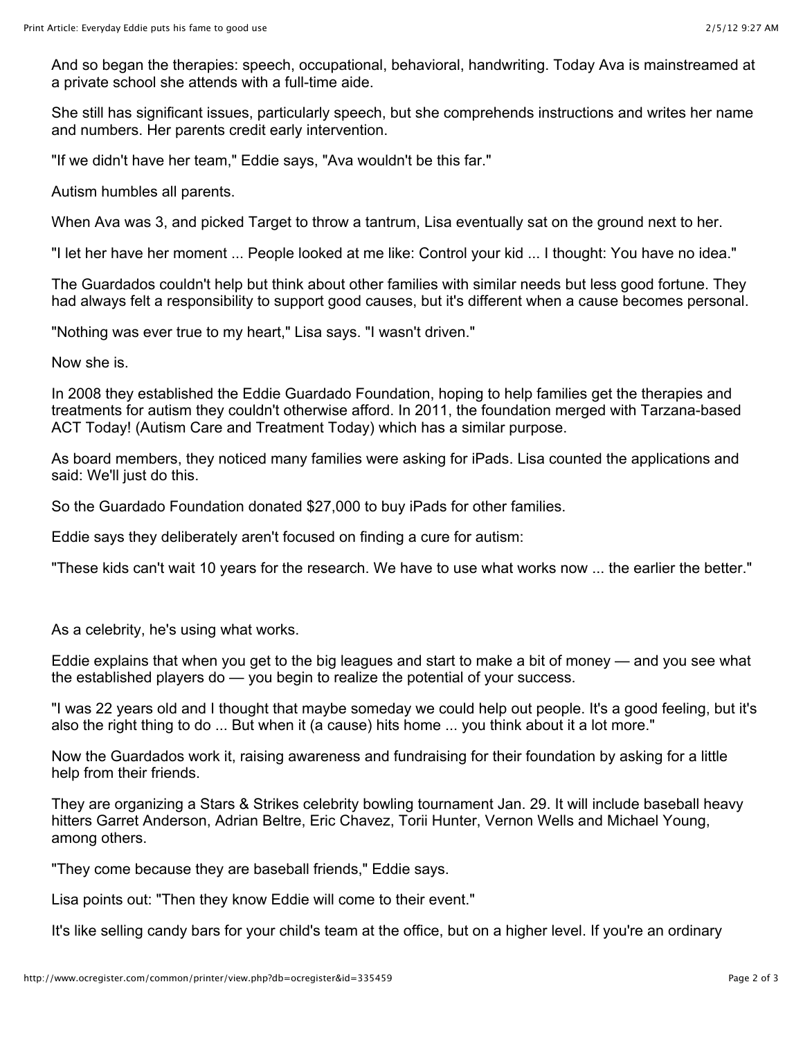And so began the therapies: speech, occupational, behavioral, handwriting. Today Ava is mainstreamed at a private school she attends with a full-time aide.

She still has significant issues, particularly speech, but she comprehends instructions and writes her name and numbers. Her parents credit early intervention.

"If we didn't have her team," Eddie says, "Ava wouldn't be this far."

Autism humbles all parents.

When Ava was 3, and picked Target to throw a tantrum, Lisa eventually sat on the ground next to her.

"I let her have her moment ... People looked at me like: Control your kid ... I thought: You have no idea."

The Guardados couldn't help but think about other families with similar needs but less good fortune. They had always felt a responsibility to support good causes, but it's different when a cause becomes personal.

"Nothing was ever true to my heart," Lisa says. "I wasn't driven."

Now she is.

In 2008 they established the Eddie Guardado Foundation, hoping to help families get the therapies and treatments for autism they couldn't otherwise afford. In 2011, the foundation merged with Tarzana-based ACT Today! (Autism Care and Treatment Today) which has a similar purpose.

As board members, they noticed many families were asking for iPads. Lisa counted the applications and said: We'll just do this.

So the Guardado Foundation donated $27,000 to buy iPads for other families.

Eddie says they deliberately aren't focused on finding a cure for autism:

"These kids can't wait 10 years for the research. We have to use what works now ... the earlier the better."

As a celebrity, he's using what works.

Eddie explains that when you get to the big leagues and start to make a bit of money — and you see what the established players do — you begin to realize the potential of your success.

"I was 22 years old and I thought that maybe someday we could help out people. It's a good feeling, but it's also the right thing to do ... But when it (a cause) hits home ... you think about it a lot more."

Now the Guardados work it, raising awareness and fundraising for their foundation by asking for a little help from their friends.

They are organizing a Stars & Strikes celebrity bowling tournament Jan. 29. It will include baseball heavy hitters Garret Anderson, Adrian Beltre, Eric Chavez, Torii Hunter, Vernon Wells and Michael Young, among others.

"They come because they are baseball friends," Eddie says.

Lisa points out: "Then they know Eddie will come to their event."

It's like selling candy bars for your child's team at the office, but on a higher level. If you're an ordinary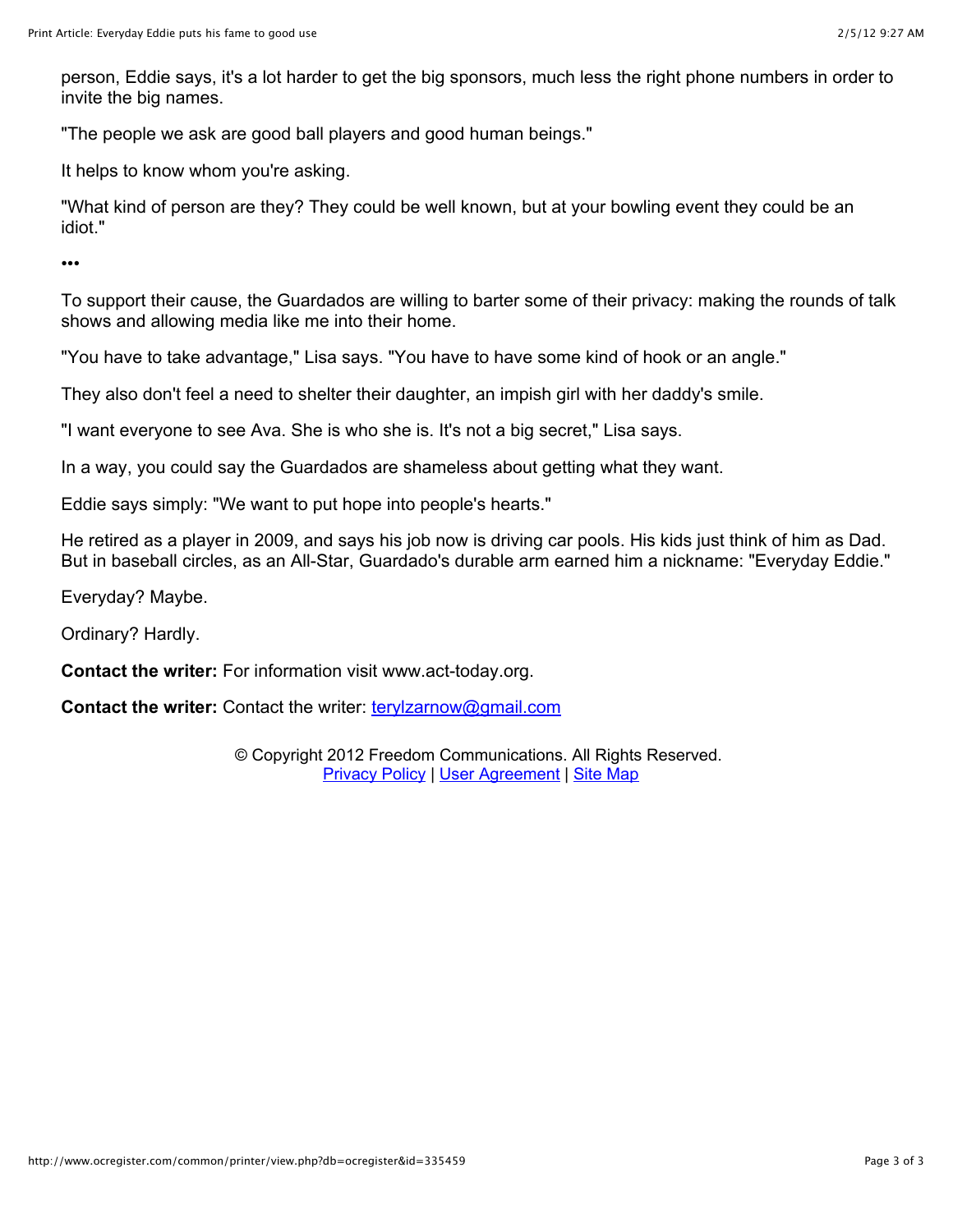person, Eddie says, it's a lot harder to get the big sponsors, much less the right phone numbers in order to invite the big names.

"The people we ask are good ball players and good human beings."

It helps to know whom you're asking.

"What kind of person are they? They could be well known, but at your bowling event they could be an idiot."

•••

To support their cause, the Guardados are willing to barter some of their privacy: making the rounds of talk shows and allowing media like me into their home.

"You have to take advantage," Lisa says. "You have to have some kind of hook or an angle."

They also don't feel a need to shelter their daughter, an impish girl with her daddy's smile.

"I want everyone to see Ava. She is who she is. It's not a big secret," Lisa says.

In a way, you could say the Guardados are shameless about getting what they want.

Eddie says simply: "We want to put hope into people's hearts."

He retired as a player in 2009, and says his job now is driving car pools. His kids just think of him as Dad. But in baseball circles, as an All-Star, Guardado's durable arm earned him a nickname: "Everyday Eddie."

Everyday? Maybe.

Ordinary? Hardly.

**Contact the writer:** For information visit www.act-today.org.

**Contact the writer:** Contact the writer: terylzarnow@gmail.com

© Copyright 2012 Freedom Communications. All Rights Reserved.
Privacy Policy | User Agreement | Site Map